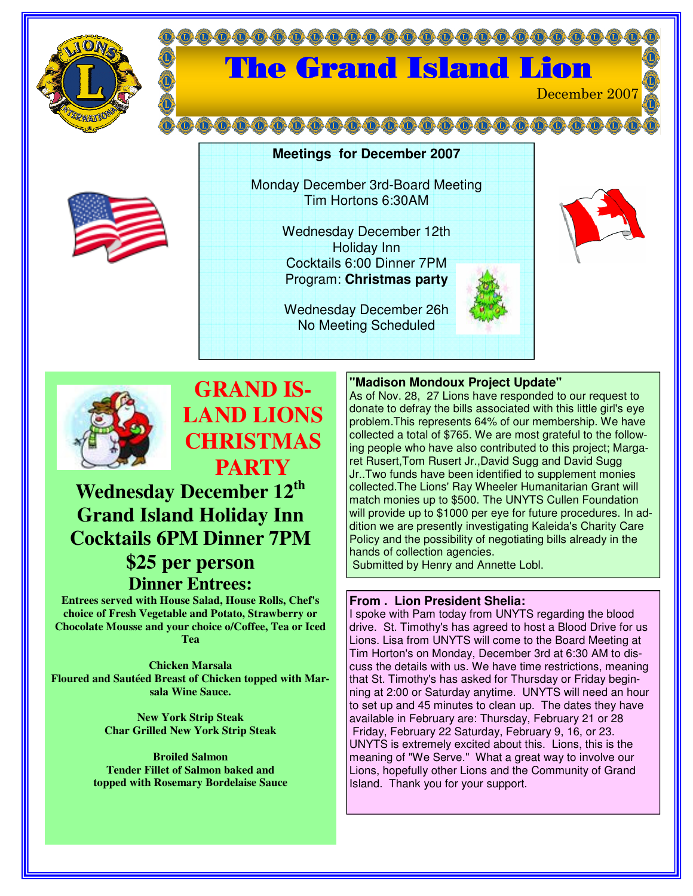# The Grand Island Lion

December 2007

**Meetings for December 2007**

Monday December 3rd-Board Meeting
Tim Hortons 6:30AM

Wednesday December 12th
Holiday Inn
Cocktails 6:00 Dinner 7PM
Program: **Christmas party**

Wednesday December 26h
No Meeting Scheduled

## GRAND ISLAND LIONS CHRISTMAS PARTY

### Wednesday December 12th
### Grand Island Holiday Inn
### Cocktails 6PM Dinner 7PM
### $25 per person

### Dinner Entrees:

**Entrees served with House Salad, House Rolls, Chef's choice of Fresh Vegetable and Potato, Strawberry or Chocolate Mousse and your choice o/Coffee, Tea or Iced Tea**

**Chicken Marsala**
**Floured and Sautéed Breast of Chicken topped with Marsala Wine Sauce.**

**New York Strip Steak**
**Char Grilled New York Strip Steak**

**Broiled Salmon**
**Tender Fillet of Salmon baked and topped with Rosemary Bordelaise Sauce**

**"Madison Mondoux Project Update"**

As of Nov. 28, 27 Lions have responded to our request to donate to defray the bills associated with this little girl's eye problem.This represents 64% of our membership. We have collected a total of $765. We are most grateful to the following people who have also contributed to this project; Margaret Rusert,Tom Rusert Jr.,David Sugg and David Sugg Jr..Two funds have been identified to supplement monies collected.The Lions' Ray Wheeler Humanitarian Grant will match monies up to $500. The UNYTS Cullen Foundation will provide up to $1000 per eye for future procedures. In addition we are presently investigating Kaleida's Charity Care Policy and the possibility of negotiating bills already in the hands of collection agencies.

Submitted by Henry and Annette Lobl.

**From . Lion President Shelia:**

I spoke with Pam today from UNYTS regarding the blood drive. St. Timothy's has agreed to host a Blood Drive for us Lions. Lisa from UNYTS will come to the Board Meeting at Tim Horton's on Monday, December 3rd at 6:30 AM to discuss the details with us. We have time restrictions, meaning that St. Timothy's has asked for Thursday or Friday beginning at 2:00 or Saturday anytime. UNYTS will need an hour to set up and 45 minutes to clean up. The dates they have available in February are: Thursday, February 21 or 28 Friday, February 22 Saturday, February 9, 16, or 23. UNYTS is extremely excited about this. Lions, this is the meaning of "We Serve." What a great way to involve our Lions, hopefully other Lions and the Community of Grand Island. Thank you for your support.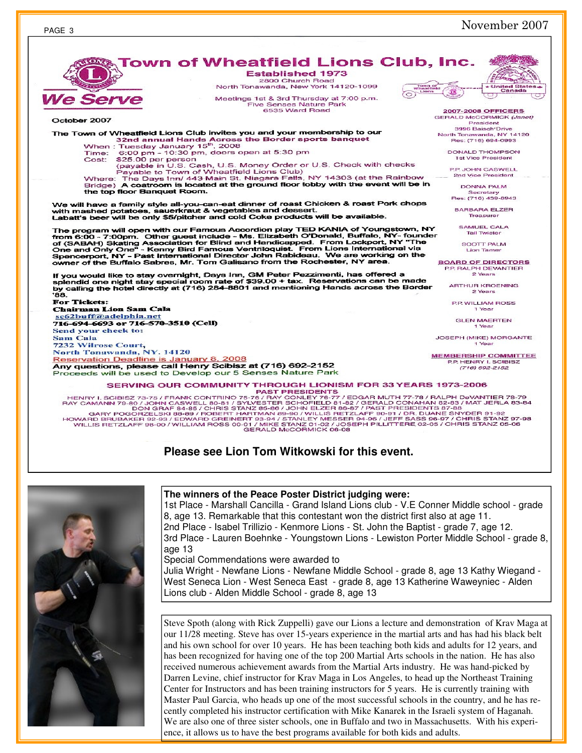# Town of Wheatfield Lions Club, Inc.

**Established 1973**

2800 Church Road
North Tonawanda, New York 14120-1099

Meetings 1st & 3rd Thursday at 7:00 p.m.
Five Senses Nature Park
6535 Ward Road

**We Serve**

October 2007

The Town of Wheatfield Lions Club invites you and your membership to our **32nd annual Hands Across the Border sports banquet**

When : Tuesday January 15th, 2008
Time: 6:00 pm – 10:30 pm, doors open at 5:30 pm
Cost: $25.00 per person
(payable in U.S. Cash, U.S. Money Order or U.S. Check with checks Payable to Town of Wheatfield Lions Club)
Where: The Days Inn/ 443 Main St. Niagara Falls, NY 14303 (at the Rainbow Bridge) A coatroom is located at the ground floor lobby with the event will be in the top floor Banquet Room.

We will have a family style all-you-can-eat dinner of roast Chicken & roast Pork chops with mashed potatoes, sauerkraut & vegetables and dessert.
Labatt's beer will be only $5/pitcher and cold Coke products will be available.

The program will open with our Famous Accordion play TED KANIA of Youngstown, NY from 6:00 - 7:00pm. Other guest include - Ms. Elizabeth O'Donald, Buffalo, NY- founder of (SABAH) Skating Association for Blind and Handicapped. From Lockport, NY "The One and Only One" - Kenny Bird Famous Ventriloquist. From Lions International via Spencerport, NY - Past International Director John Rabideau. We are working on the owner of the Buffalo Sabres, Mr. Tom Galisano from the Rochester, NY area.

If you would like to stay overnight, Days Inn, GM Peter Pezzimenti, has offered a splendid one night stay special room rate of $39.00 + tax. Reservations can be made by calling the hotel directly at (716) 284-8801 and mentioning Hands across the Border '88.

**For Tickets:**
**Chairman Lion Sam Cala**
sc62buff@adelphia.net
**716-694-6693 or 716-570-3510 (Cell)**
Send your check to:
Sam Cala
7232 Wilrose Court,
North Tonawanda, NY. 14120
Reservation Deadline is January 8, 2008
**Any questions, please call Henry Scibisz at (716) 692-2152**
Proceeds will be used to Develop our 5 Senses Nature Park

**2007-2008 OFFICERS**
GERALD McCORMICK *(Janet)*
President
3996 Baisch Drive
North Tonawanda, NY 14120
Res: (716) 694-0993

DONALD THOMPSON
1st Vice President

P.P. JOHN CASWELL
2nd Vice President

DONNA PALM
Secretary
Res: (716) 439-8943

BARBARA ELZER
Treasurer

SAMUEL CALA
Tail Twister

SCOTT PALM
Lion Tamer

**BOARD OF DIRECTORS**
P.P. RALPH DEVANTIER
2 Years

ARTHUR KROENING
2 Years

P.P. WILLIAM ROSS
1 Year

GLEN MAERTEN
1 Year

JOSEPH (MIKE) MORGANTE
1 Year

**MEMBERSHIP COMMITTEE**
P.P. HENRY I. SCIBISZ
*(716) 692-2152*

**SERVING OUR COMMUNITY THROUGH LIONISM FOR 33 YEARS 1973-2006**

**PAST PRESIDENTS**
HENRY I. SCIBISZ 73-75 / FRANK CONTRINO 75-76 / RAY CONLEY 76-77 / EDGAR MUTH 77-78 / RALPH DeVANTIER 78-79
RAY CAMANN 79-80 / JOHN CASWELL 80-81 / SYLVESTER SCHOFIELD 81-82 / GERALD CONAHAN 82-83 / MAT JERLA 83-84
DON GRAF 84-85 / CHRIS STANZ 85-86 / JOHN ELZER 86-87 / PAST PRESIDENTS 87-88
GARY POGORZELSKI 88-89 / ROBERT HARTMAN 89-90 / WILLIS RETZLAFF 90-91 / DR. DUANE SNYDER 91-92
HOWARD BRUBAKER 92-93 / EDWARD GREINERT 93-94 / STANLEY MESSER 94-96 / JEFF SASS 96-97 / CHRIS STANZ 97-98
WILLIS RETZLAFF 98-00 / WILLIAM ROSS 00-01 / MIKE STANZ 01-02 / JOSEPH PILLITTERE 02-05 / CHRIS STANZ 05-06
GERALD McCORMICK 06-08

**Please see Lion Tom Witkowski for this event.**

**The winners of the Peace Poster District judging were:**

1st Place - Marshall Cancilla - Grand Island Lions club - V.E Conner Middle school - grade 8, age 13. Remarkable that this contestant won the district first also at age 11.
2nd Place - Isabel Trillizio - Kenmore Lions - St. John the Baptist - grade 7, age 12.
3rd Place - Lauren Boehnke - Youngstown Lions - Lewiston Porter Middle School - grade 8, age 13
Special Commendations were awarded to
Julia Wright - Newfane Lions - Newfane Middle School - grade 8, age 13 Kathy Wiegand - West Seneca Lion - West Seneca East - grade 8, age 13 Katherine Waweyniec - Alden Lions club - Alden Middle School - grade 8, age 13

Steve Spoth (along with Rick Zuppelli) gave our Lions a lecture and demonstration of Krav Maga at our 11/28 meeting. Steve has over 15-years experience in the martial arts and has had his black belt and his own school for over 10 years. He has been teaching both kids and adults for 12 years, and has been recognized for having one of the top 200 Martial Arts schools in the nation. He has also received numerous achievement awards from the Martial Arts industry. He was hand-picked by Darren Levine, chief instructor for Krav Maga in Los Angeles, to head up the Northeast Training Center for Instructors and has been training instructors for 5 years. He is currently training with Master Paul Garcia, who heads up one of the most successful schools in the country, and he has recently completed his instructor certification with Mike Kanarek in the Israeli system of Haganah. We are also one of three sister schools, one in Buffalo and two in Massachusetts. With his experience, it allows us to have the best programs available for both kids and adults.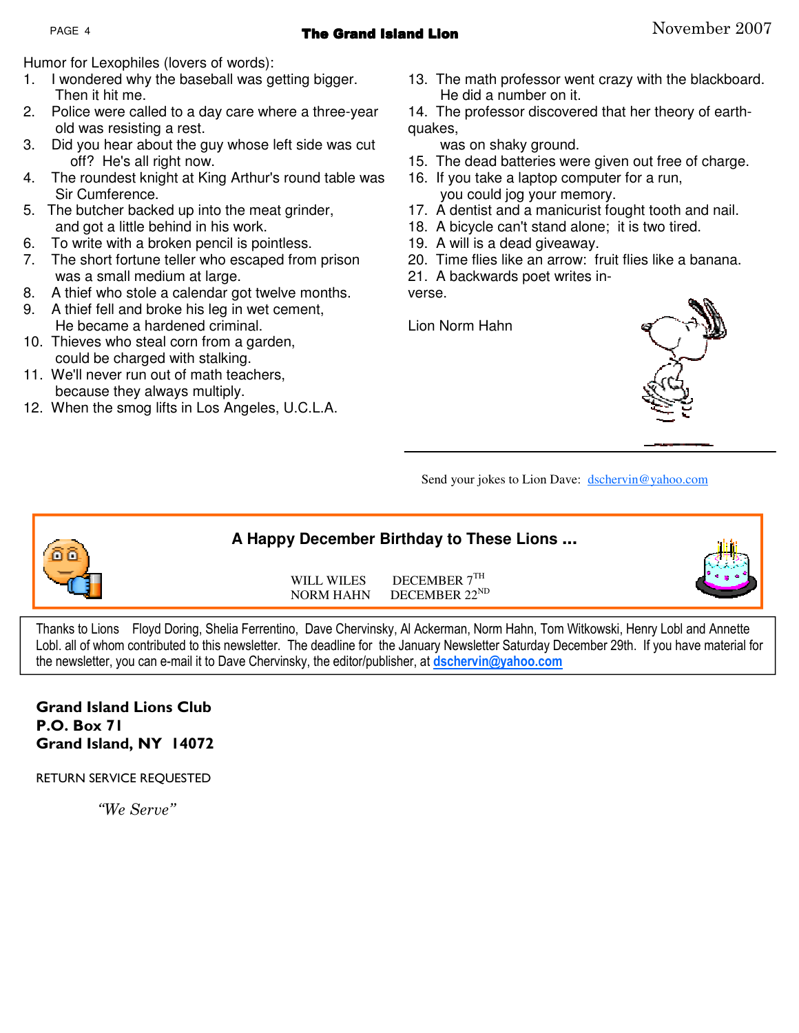Humor for Lexophiles (lovers of words):

1. I wondered why the baseball was getting bigger. Then it hit me.
2. Police were called to a day care where a three-year old was resisting a rest.
3. Did you hear about the guy whose left side was cut off? He's all right now.
4. The roundest knight at King Arthur's round table was Sir Cumference.
5. The butcher backed up into the meat grinder, and got a little behind in his work.
6. To write with a broken pencil is pointless.
7. The short fortune teller who escaped from prison was a small medium at large.
8. A thief who stole a calendar got twelve months.
9. A thief fell and broke his leg in wet cement, He became a hardened criminal.
10. Thieves who steal corn from a garden, could be charged with stalking.
11. We'll never run out of math teachers, because they always multiply.
12. When the smog lifts in Los Angeles, U.C.L.A.
13. The math professor went crazy with the blackboard. He did a number on it.
14. The professor discovered that her theory of earth-quakes, was on shaky ground.
15. The dead batteries were given out free of charge.
16. If you take a laptop computer for a run, you could jog your memory.
17. A dentist and a manicurist fought tooth and nail.
18. A bicycle can't stand alone; it is two tired.
19. A will is a dead giveaway.
20. Time flies like an arrow: fruit flies like a banana.
21. A backwards poet writes in-verse.

Lion Norm Hahn

Send your jokes to Lion Dave: dschervin@yahoo.com

**A Happy December Birthday to These Lions ...**

WILL WILES DECEMBER 7TH
NORM HAHN DECEMBER 22ND

Thanks to Lions Floyd Doring, Shelia Ferrentino, Dave Chervinsky, Al Ackerman, Norm Hahn, Tom Witkowski, Henry Lobl and Annette Lobl. all of whom contributed to this newsletter. The deadline for the January Newsletter Saturday December 29th. If you have material for the newsletter, you can e-mail it to Dave Chervinsky, the editor/publisher, at **dschervin@yahoo.com**

**Grand Island Lions Club**
**P.O. Box 71**
**Grand Island, NY 14072**

RETURN SERVICE REQUESTED

*"We Serve"*